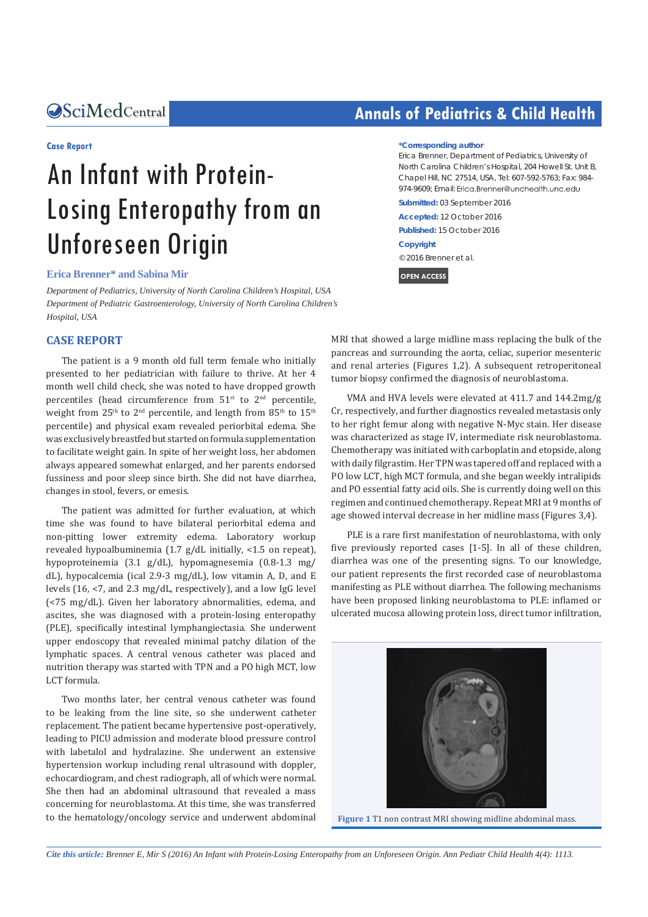Case Report

# An Infant with Protein-Losing Enteropathy from an Unforeseen Origin

**Erica Brenner* and Sabina Mir**

*Department of Pediatrics, University of North Carolina Children's Hospital, USA*
*Department of Pediatric Gastroenterology, University of North Carolina Children's Hospital, USA*

***Corresponding author**
Erica Brenner, Department of Pediatrics, University of North Carolina Children's Hospital, 204 Howell St. Unit B, Chapel Hill, NC 27514, USA, Tel: 607-592-5763; Fax: 984-974-9609; Email: Erica.Brenner@unchealth.unc.edu

**Submitted:** 03 September 2016

**Accepted:** 12 October 2016

**Published:** 15 October 2016

**Copyright**
© 2016 Brenner et al.

**OPEN ACCESS**

## CASE REPORT

The patient is a 9 month old full term female who initially presented to her pediatrician with failure to thrive. At her 4 month well child check, she was noted to have dropped growth percentiles (head circumference from 51st to 2nd percentile, weight from 25th to 2nd percentile, and length from 85th to 15th percentile) and physical exam revealed periorbital edema. She was exclusively breastfed but started on formula supplementation to facilitate weight gain. In spite of her weight loss, her abdomen always appeared somewhat enlarged, and her parents endorsed fussiness and poor sleep since birth. She did not have diarrhea, changes in stool, fevers, or emesis.

The patient was admitted for further evaluation, at which time she was found to have bilateral periorbital edema and non-pitting lower extremity edema. Laboratory workup revealed hypoalbuminemia (1.7 g/dL initially, <1.5 on repeat), hypoproteinemia (3.1 g/dL), hypomagnesemia (0.8-1.3 mg/dL), hypocalcemia (ical 2.9-3 mg/dL), low vitamin A, D, and E levels (16, <7, and 2.3 mg/dL, respectively), and a low IgG level (<75 mg/dL). Given her laboratory abnormalities, edema, and ascites, she was diagnosed with a protein-losing enteropathy (PLE), specifically intestinal lymphangiectasia. She underwent upper endoscopy that revealed minimal patchy dilation of the lymphatic spaces. A central venous catheter was placed and nutrition therapy was started with TPN and a PO high MCT, low LCT formula.

Two months later, her central venous catheter was found to be leaking from the line site, so she underwent catheter replacement. The patient became hypertensive post-operatively, leading to PICU admission and moderate blood pressure control with labetalol and hydralazine. She underwent an extensive hypertension workup including renal ultrasound with doppler, echocardiogram, and chest radiograph, all of which were normal. She then had an abdominal ultrasound that revealed a mass concerning for neuroblastoma. At this time, she was transferred to the hematology/oncology service and underwent abdominal MRI that showed a large midline mass replacing the bulk of the pancreas and surrounding the aorta, celiac, superior mesenteric and renal arteries (Figures 1,2). A subsequent retroperitoneal tumor biopsy confirmed the diagnosis of neuroblastoma.

VMA and HVA levels were elevated at 411.7 and 144.2mg/g Cr, respectively, and further diagnostics revealed metastasis only to her right femur along with negative N-Myc stain. Her disease was characterized as stage IV, intermediate risk neuroblastoma. Chemotherapy was initiated with carboplatin and etopside, along with daily filgrastim. Her TPN was tapered off and replaced with a PO low LCT, high MCT formula, and she began weekly intralipids and PO essential fatty acid oils. She is currently doing well on this regimen and continued chemotherapy. Repeat MRI at 9 months of age showed interval decrease in her midline mass (Figures 3,4).

PLE is a rare first manifestation of neuroblastoma, with only five previously reported cases [1-5]. In all of these children, diarrhea was one of the presenting signs. To our knowledge, our patient represents the first recorded case of neuroblastoma manifesting as PLE without diarrhea. The following mechanisms have been proposed linking neuroblastoma to PLE: inflamed or ulcerated mucosa allowing protein loss, direct tumor infiltration,

**Figure 1** T1 non contrast MRI showing midline abdominal mass.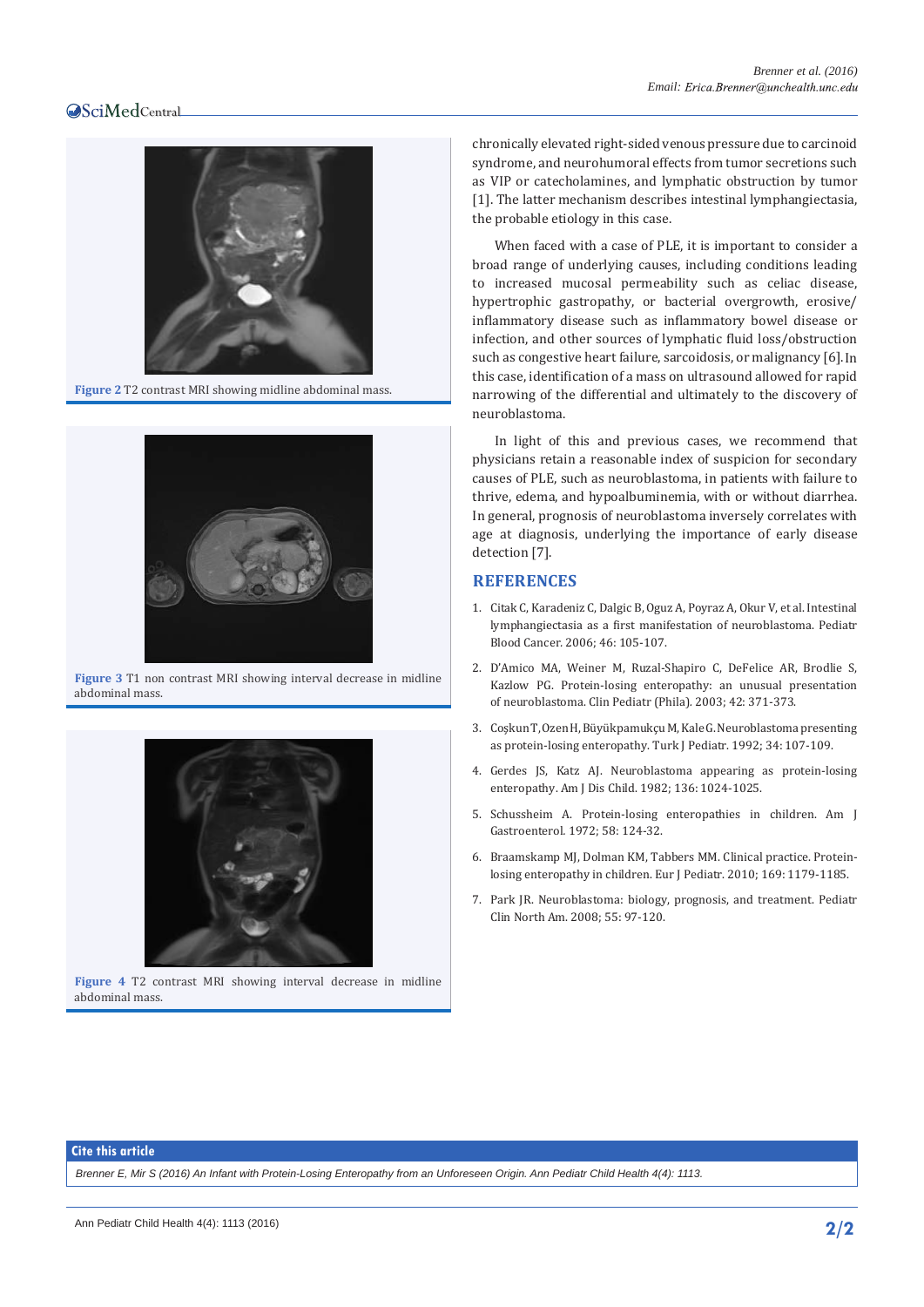Figure 2 T2 contrast MRI showing midline abdominal mass.

Figure 3 T1 non contrast MRI showing interval decrease in midline abdominal mass.

Figure 4 T2 contrast MRI showing interval decrease in midline abdominal mass.

chronically elevated right-sided venous pressure due to carcinoid syndrome, and neurohumoral effects from tumor secretions such as VIP or catecholamines, and lymphatic obstruction by tumor [1]. The latter mechanism describes intestinal lymphangiectasia, the probable etiology in this case.

When faced with a case of PLE, it is important to consider a broad range of underlying causes, including conditions leading to increased mucosal permeability such as celiac disease, hypertrophic gastropathy, or bacterial overgrowth, erosive/inflammatory disease such as inflammatory bowel disease or infection, and other sources of lymphatic fluid loss/obstruction such as congestive heart failure, sarcoidosis, or malignancy [6]. In this case, identification of a mass on ultrasound allowed for rapid narrowing of the differential and ultimately to the discovery of neuroblastoma.

In light of this and previous cases, we recommend that physicians retain a reasonable index of suspicion for secondary causes of PLE, such as neuroblastoma, in patients with failure to thrive, edema, and hypoalbuminemia, with or without diarrhea. In general, prognosis of neuroblastoma inversely correlates with age at diagnosis, underlying the importance of early disease detection [7].

## REFERENCES

1. Citak C, Karadeniz C, Dalgic B, Oguz A, Poyraz A, Okur V, et al. Intestinal lymphangiectasia as a first manifestation of neuroblastoma. Pediatr Blood Cancer. 2006; 46: 105-107.
2. D'Amico MA, Weiner M, Ruzal-Shapiro C, DeFelice AR, Brodlie S, Kazlow PG. Protein-losing enteropathy: an unusual presentation of neuroblastoma. Clin Pediatr (Phila). 2003; 42: 371-373.
3. Coşkun T, Ozen H, Büyükpamukçu M, Kale G. Neuroblastoma presenting as protein-losing enteropathy. Turk J Pediatr. 1992; 34: 107-109.
4. Gerdes JS, Katz AJ. Neuroblastoma appearing as protein-losing enteropathy. Am J Dis Child. 1982; 136: 1024-1025.
5. Schussheim A. Protein-losing enteropathies in children. Am J Gastroenterol. 1972; 58: 124-32.
6. Braamskamp MJ, Dolman KM, Tabbers MM. Clinical practice. Protein-losing enteropathy in children. Eur J Pediatr. 2010; 169: 1179-1185.
7. Park JR. Neuroblastoma: biology, prognosis, and treatment. Pediatr Clin North Am. 2008; 55: 97-120.

**Cite this article**

*Brenner E, Mir S (2016) An Infant with Protein-Losing Enteropathy from an Unforeseen Origin. Ann Pediatr Child Health 4(4): 1113.*